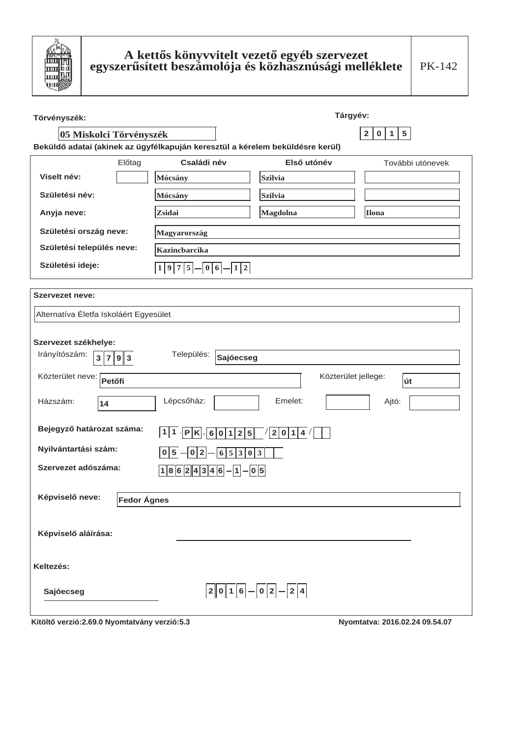# A kettős könyvvitelt vezető egyéb szervezet egyszerűsített beszámolója és közhasznúsági melléklete

PK-142

**Törvényszék:** 05 Miskolci Törvényszék

**Tárgyév:** 2015

**Beküldő adatai (akinek az ügyfélkapuján keresztül a kérelem beküldésre kerül)**

| | Előtag | Családi név | Első utónév | További utónevek |
|---|---|---|---|---|
| **Viselt név:** | | Mócsány | Szilvia | |
| **Születési név:** | | Mócsány | Szilvia | |
| **Anyja neve:** | | Zsidai | Magdolna | Ilona |

**Születési ország neve:** Magyarország

**Születési település neve:** Kazincbarcika

**Születési ideje:** 1975-06-12

**Szervezet neve:**

Alternatíva Életfa Iskoláért Egyesület

**Szervezet székhelye:**

Irányítószám: 3793 Település: Sajóecseg

Közterület neve: Petőfi Közterület jellege: út

Házszám: 14 Lépcsőház: Emelet: Ajtó:

**Bejegyző határozat száma:** 11.PK.60125/2014/

**Nyilvántartási szám:** 05-02-65303

**Szervezet adószáma:** 18624346-1-05

**Képviselő neve:** Fedor Ágnes

**Képviselő aláírása:**

**Keltezés:**

Sajóecseg 2016-02-24

Kitöltő verzió:2.69.0 Nyomtatvány verzió:5.3 Nyomtatva: 2016.02.24 09.54.07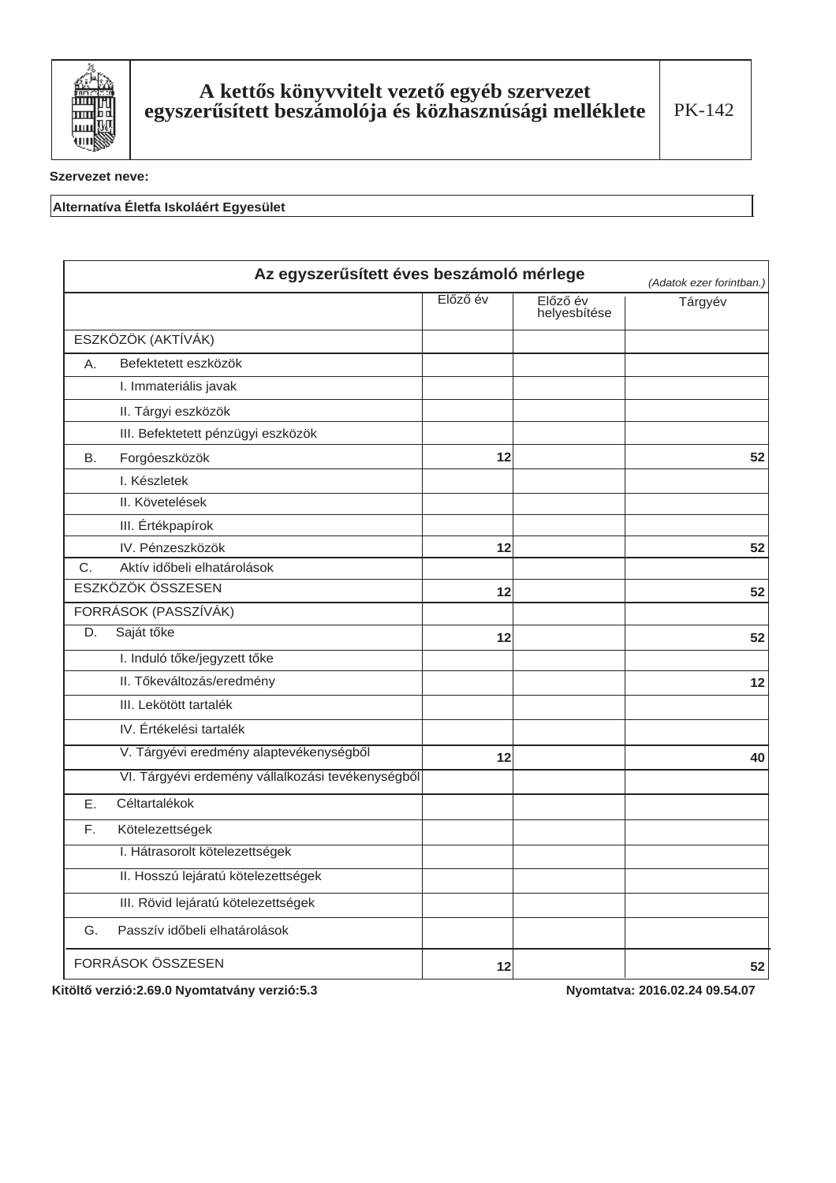# A kettős könyvvitelt vezető egyéb szervezet egyszerűsített beszámolója és közhasznúsági melléklete

PK-142

**Szervezet neve:**

**Alternatíva Életfa Iskoláért Egyesület**

## Az egyszerűsített éves beszámoló mérlege

*(Adatok ezer forintban.)*

| | Előző év | Előző év helyesbítése | Tárgyév |
|---|---|---|---|
| ESZKÖZÖK (AKTÍVÁK) | | | |
| A. Befektetett eszközök | | | |
| I. Immateriális javak | | | |
| II. Tárgyi eszközök | | | |
| III. Befektetett pénzügyi eszközök | | | |
| B. Forgóeszközök | **12** | | **52** |
| I. Készletek | | | |
| II. Követelések | | | |
| III. Értékpapírok | | | |
| IV. Pénzeszközök | **12** | | **52** |
| C. Aktív időbeli elhatárolások | | | |
| ESZKÖZÖK ÖSSZESEN | **12** | | **52** |
| FORRÁSOK (PASSZÍVÁK) | | | |
| D. Saját tőke | **12** | | **52** |
| I. Induló tőke/jegyzett tőke | | | |
| II. Tőkeváltozás/eredmény | | | **12** |
| III. Lekötött tartalék | | | |
| IV. Értékelési tartalék | | | |
| V. Tárgyévi eredmény alaptevékenységből | **12** | | **40** |
| VI. Tárgyévi erdemény vállalkozási tevékenységből | | | |
| E. Céltartalékok | | | |
| F. Kötelezettségek | | | |
| I. Hátrasorolt kötelezettségek | | | |
| II. Hosszú lejáratú kötelezettségek | | | |
| III. Rövid lejáratú kötelezettségek | | | |
| G. Passzív időbeli elhatárolások | | | |
| FORRÁSOK ÖSSZESEN | **12** | | **52** |

**Kitöltő verzió:2.69.0 Nyomtatvány verzió:5.3** **Nyomtatva: 2016.02.24 09.54.07**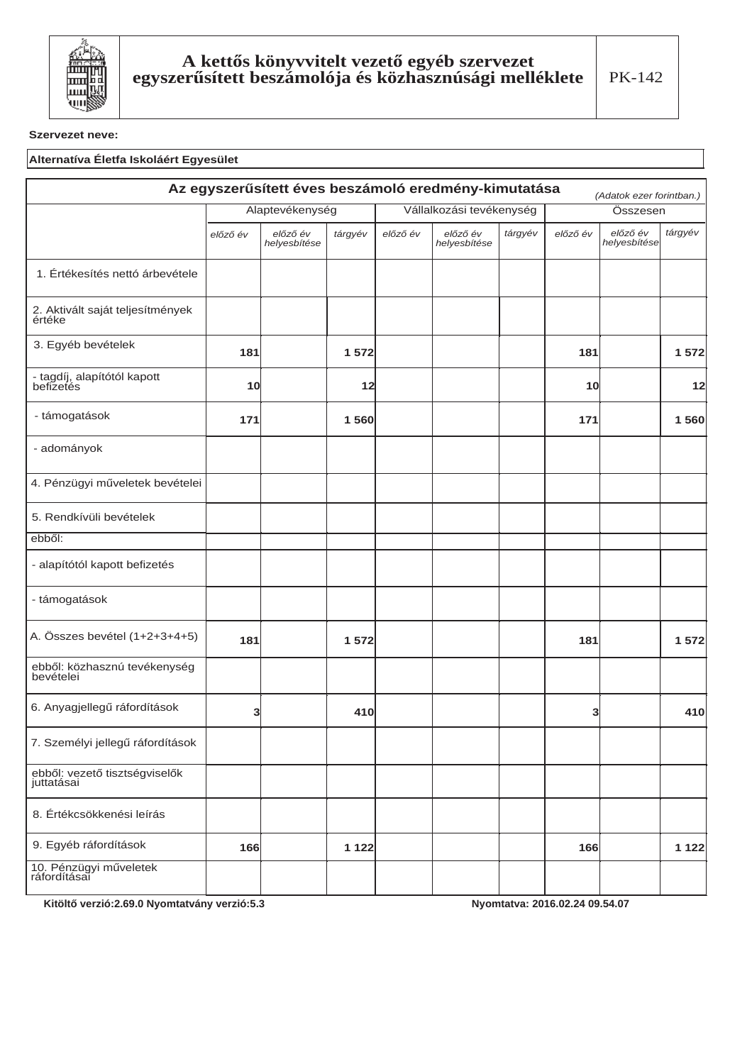# A kettős könyvvitelt vezető egyéb szervezet egyszerűsített beszámolója és közhasznúsági melléklete

PK-142

**Szervezet neve:**

**Alternatíva Életfa Iskoláért Egyesület**

## Az egyszerűsített éves beszámoló eredmény-kimutatása

*(Adatok ezer forintban.)*

| | Alaptevékenység | | | Vállalkozási tevékenység | | | Összesen | | |
|---|---|---|---|---|---|---|---|---|---|
| | *előző év* | *előző év helyesbítése* | *tárgyév* | *előző év* | *előző év helyesbítése* | *tárgyév* | *előző év* | *előző év helyesbítése* | *tárgyév* |
| 1. Értékesítés nettó árbevétele | | | | | | | | | |
| 2. Aktivált saját teljesítmények értéke | | | | | | | | | |
| 3. Egyéb bevételek | 181 | | 1 572 | | | | 181 | | 1 572 |
| - tagdíj, alapítótól kapott befizetés | 10 | | 12 | | | | 10 | | 12 |
| - támogatások | 171 | | 1 560 | | | | 171 | | 1 560 |
| - adományok | | | | | | | | | |
| 4. Pénzügyi műveletek bevételei | | | | | | | | | |
| 5. Rendkívüli bevételek | | | | | | | | | |
| ebből: | | | | | | | | | |
| - alapítótól kapott befizetés | | | | | | | | | |
| - támogatások | | | | | | | | | |
| A. Összes bevétel (1+2+3+4+5) | 181 | | 1 572 | | | | 181 | | 1 572 |
| ebből: közhasznú tevékenység bevételei | | | | | | | | | |
| 6. Anyagjellegű ráfordítások | 3 | | 410 | | | | 3 | | 410 |
| 7. Személyi jellegű ráfordítások | | | | | | | | | |
| ebből: vezető tisztségviselők juttatásai | | | | | | | | | |
| 8. Értékcsökkenési leírás | | | | | | | | | |
| 9. Egyéb ráfordítások | 166 | | 1 122 | | | | 166 | | 1 122 |
| 10. Pénzügyi műveletek ráfordításai | | | | | | | | | |

Kitöltő verzió:2.69.0 Nyomtatvány verzió:5.3 Nyomtatva: 2016.02.24 09.54.07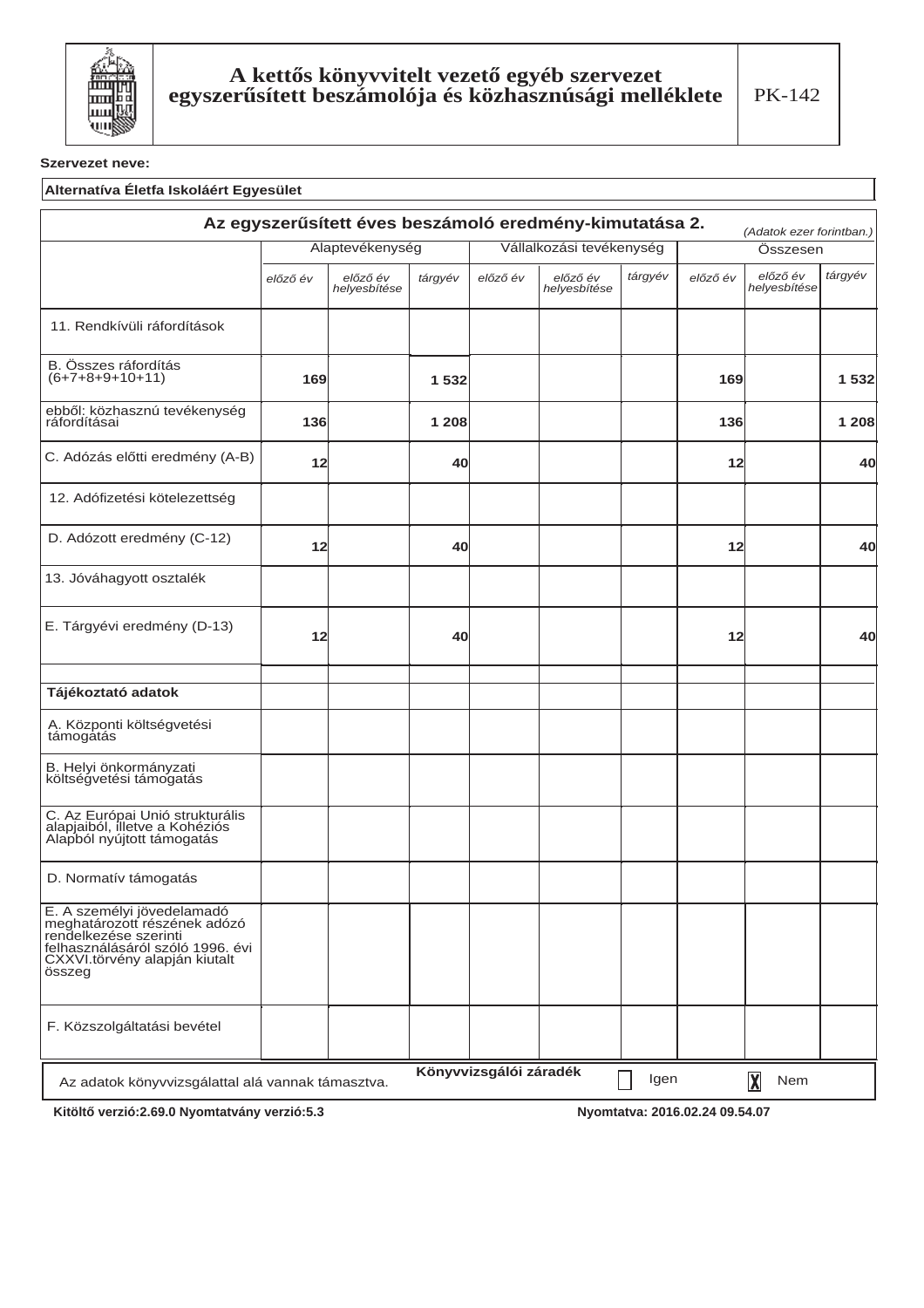# A kettős könyvvitelt vezető egyéb szervezet egyszerűsített beszámolója és közhasznúsági melléklete

PK-142

**Szervezet neve:**

**Alternatíva Életfa Iskoláért Egyesület**

## Az egyszerűsített éves beszámoló eredmény-kimutatása 2.

*(Adatok ezer forintban.)*

| | Alaptevékenység | | | Vállalkozási tevékenység | | | Összesen | | |
|---|---|---|---|---|---|---|---|---|---|
| | *előző év* | *előző év helyesbítése* | *tárgyév* | *előző év* | *előző év helyesbítése* | *tárgyév* | *előző év* | *előző év helyesbítése* | *tárgyév* |
| 11. Rendkívüli ráfordítások | | | | | | | | | |
| B. Összes ráfordítás (6+7+8+9+10+11) | **169** | | **1 532** | | | | **169** | | **1 532** |
| ebből: közhasznú tevékenység ráfordításai | **136** | | **1 208** | | | | **136** | | **1 208** |
| C. Adózás előtti eredmény (A-B) | **12** | | **40** | | | | **12** | | **40** |
| 12. Adófizetési kötelezettség | | | | | | | | | |
| D. Adózott eredmény (C-12) | **12** | | **40** | | | | **12** | | **40** |
| 13. Jóváhagyott osztalék | | | | | | | | | |
| E. Tárgyévi eredmény (D-13) | **12** | | **40** | | | | **12** | | **40** |
| | | | | | | | | | |
| **Tájékoztató adatok** | | | | | | | | | |
| A. Központi költségvetési támogatás | | | | | | | | | |
| B. Helyi önkormányzati költségvetési támogatás | | | | | | | | | |
| C. Az Európai Unió strukturális alapjaiból, illetve a Kohéziós Alapból nyújtott támogatás | | | | | | | | | |
| D. Normatív támogatás | | | | | | | | | |
| E. A személyi jövedelamadó meghatározott részének adózó rendelkezése szerinti felhasználásáról szóló 1996. évi CXXVI.törvény alapján kiutalt összeg | | | | | | | | | |
| F. Közszolgáltatási bevétel | | | | | | | | | |

**Könyvvizsgálói záradék**

Az adatok könyvvizsgálattal alá vannak támasztva. ☐ Igen ☒ Nem

**Kitöltő verzió:2.69.0 Nyomtatvány verzió:5.3** **Nyomtatva: 2016.02.24 09.54.07**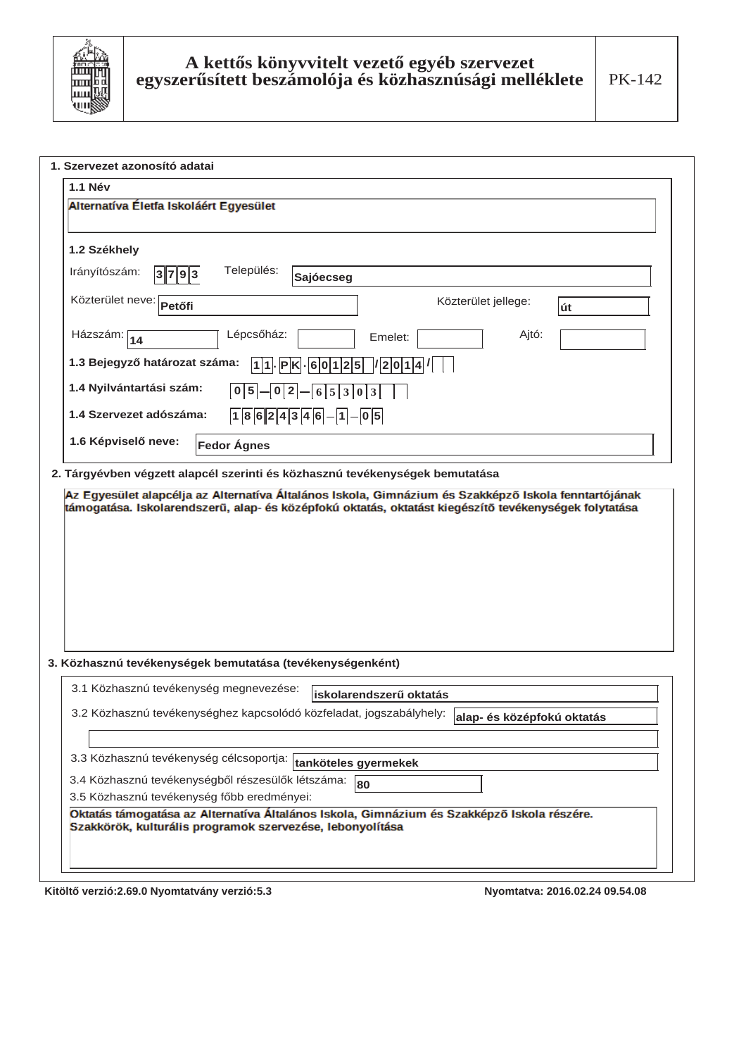# A kettős könyvvitelt vezető egyéb szervezet egyszerűsített beszámolója és közhasznúsági melléklete

PK-142

## 1. Szervezet azonosító adatai

**1.1 Név**

Alternatíva Életfa Iskoláért Egyesület

**1.2 Székhely**

Irányítószám: 3793 Település: Sajóecseg

Közterület neve: Petőfi Közterület jellege: út

Házszám: 14 Lépcsőház: Emelet: Ajtó:

**1.3 Bejegyző határozat száma:** 11. PK. 60125 /2014 /

**1.4 Nyilvántartási szám:** 05 – 02 – 65303

**1.4 Szervezet adószáma:** 18624346 – 1 – 05

**1.6 Képviselő neve:** Fedor Ágnes

## 2. Tárgyévben végzett alapcél szerinti és közhasznú tevékenységek bemutatása

Az Egyesület alapcélja az Alternatíva Általános Iskola, Gimnázium és Szakképző Iskola fenntartójának támogatása. Iskolarendszerű, alap- és középfokú oktatás, oktatást kiegészítő tevékenységek folytatása

## 3. Közhasznú tevékenységek bemutatása (tevékenységenként)

3.1 Közhasznú tevékenység megnevezése: iskolarendszerű oktatás

3.2 Közhasznú tevékenységhez kapcsolódó közfeladat, jogszabályhely: alap- és középfokú oktatás

3.3 Közhasznú tevékenység célcsoportja: tanköteles gyermekek

3.4 Közhasznú tevékenységből részesülők létszáma: 80

3.5 Közhasznú tevékenység főbb eredményei:

Oktatás támogatása az Alternatíva Általános Iskola, Gimnázium és Szakképző Iskola részére. Szakkörök, kulturális programok szervezése, lebonyolítása

Kitöltő verzió:2.69.0 Nyomtatvány verzió:5.3 Nyomtatva: 2016.02.24 09.54.08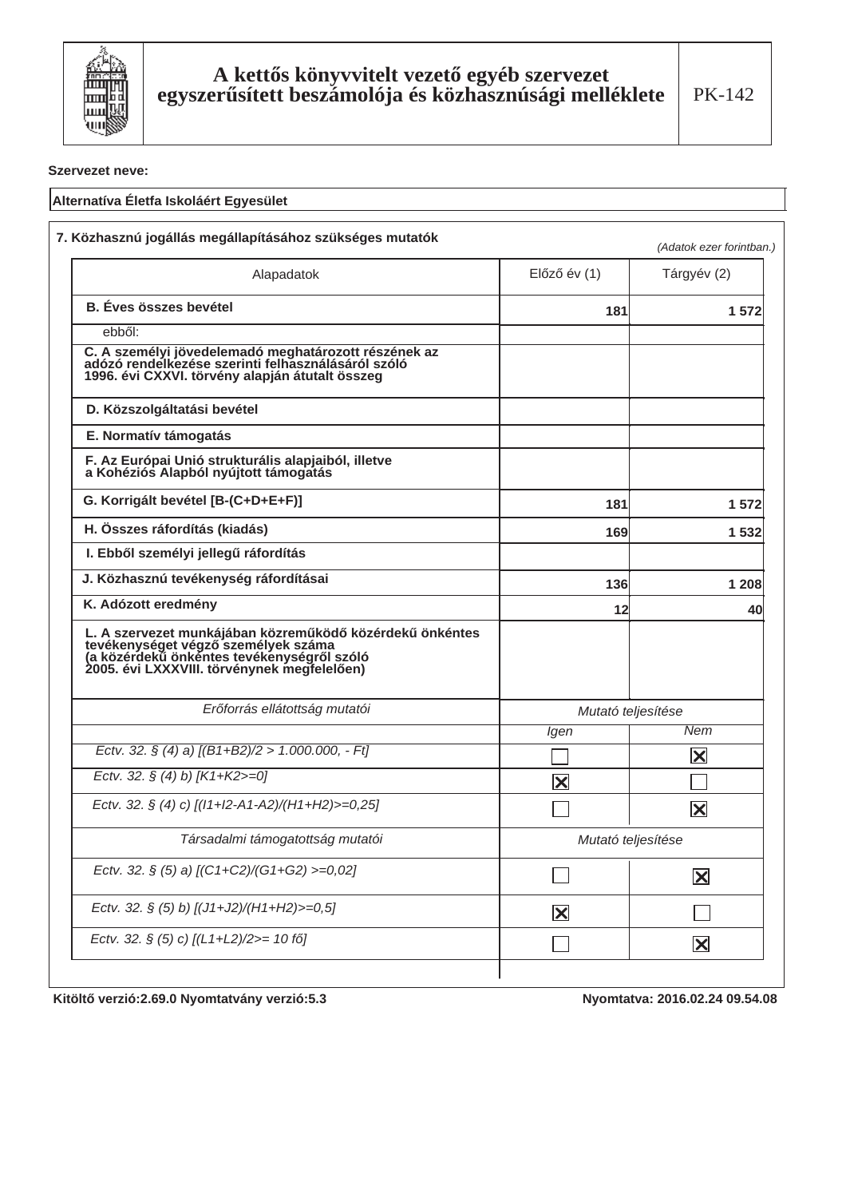# A kettős könyvvitelt vezető egyéb szervezet egyszerűsített beszámolója és közhasznúsági melléklete

PK-142

**Szervezet neve:**

**Alternatíva Életfa Iskoláért Egyesület**

**7. Közhasznú jogállás megállapításához szükséges mutatók**

*(Adatok ezer forintban.)*

| Alapadatok | Előző év (1) | Tárgyév (2) |
|---|---|---|
| **B. Éves összes bevétel** | 181 | 1 572 |
| ebből: | | |
| **C. A személyi jövedelemadó meghatározott részének az adózó rendelkezése szerinti felhasználásáról szóló 1996. évi CXXVI. törvény alapján átutalt összeg** | | |
| **D. Közszolgáltatási bevétel** | | |
| **E. Normatív támogatás** | | |
| **F. Az Európai Unió strukturális alapjaiból, illetve a Kohéziós Alapból nyújtott támogatás** | | |
| **G. Korrigált bevétel [B-(C+D+E+F)]** | 181 | 1 572 |
| **H. Összes ráfordítás (kiadás)** | 169 | 1 532 |
| **I. Ebből személyi jellegű ráfordítás** | | |
| **J. Közhasznú tevékenység ráfordításai** | 136 | 1 208 |
| **K. Adózott eredmény** | 12 | 40 |
| **L. A szervezet munkájában közreműködő közérdekű önkéntes tevékenységet végző személyek száma (a közérdekű önkéntes tevékenységről szóló 2005. évi LXXXVIII. törvénynek megfelelően)** | | |

| *Erőforrás ellátottság mutatói* | *Mutató teljesítése* | |
|---|---|---|
| | *Igen* | *Nem* |
| *Ectv. 32. § (4) a) [(B1+B2)/2 > 1.000.000, - Ft]* | ☐ | ☒ |
| *Ectv. 32. § (4) b) [K1+K2>=0]* | ☒ | ☐ |
| *Ectv. 32. § (4) c) [(I1+I2-A1-A2)/(H1+H2)>=0,25]* | ☐ | ☒ |
| *Társadalmi támogatottság mutatói* | *Mutató teljesítése* | |
| *Ectv. 32. § (5) a) [(C1+C2)/(G1+G2) >=0,02]* | ☐ | ☒ |
| *Ectv. 32. § (5) b) [(J1+J2)/(H1+H2)>=0,5]* | ☒ | ☐ |
| *Ectv. 32. § (5) c) [(L1+L2)/2>= 10 fő]* | ☐ | ☒ |

**Kitöltő verzió:2.69.0 Nyomtatvány verzió:5.3** **Nyomtatva: 2016.02.24 09.54.08**